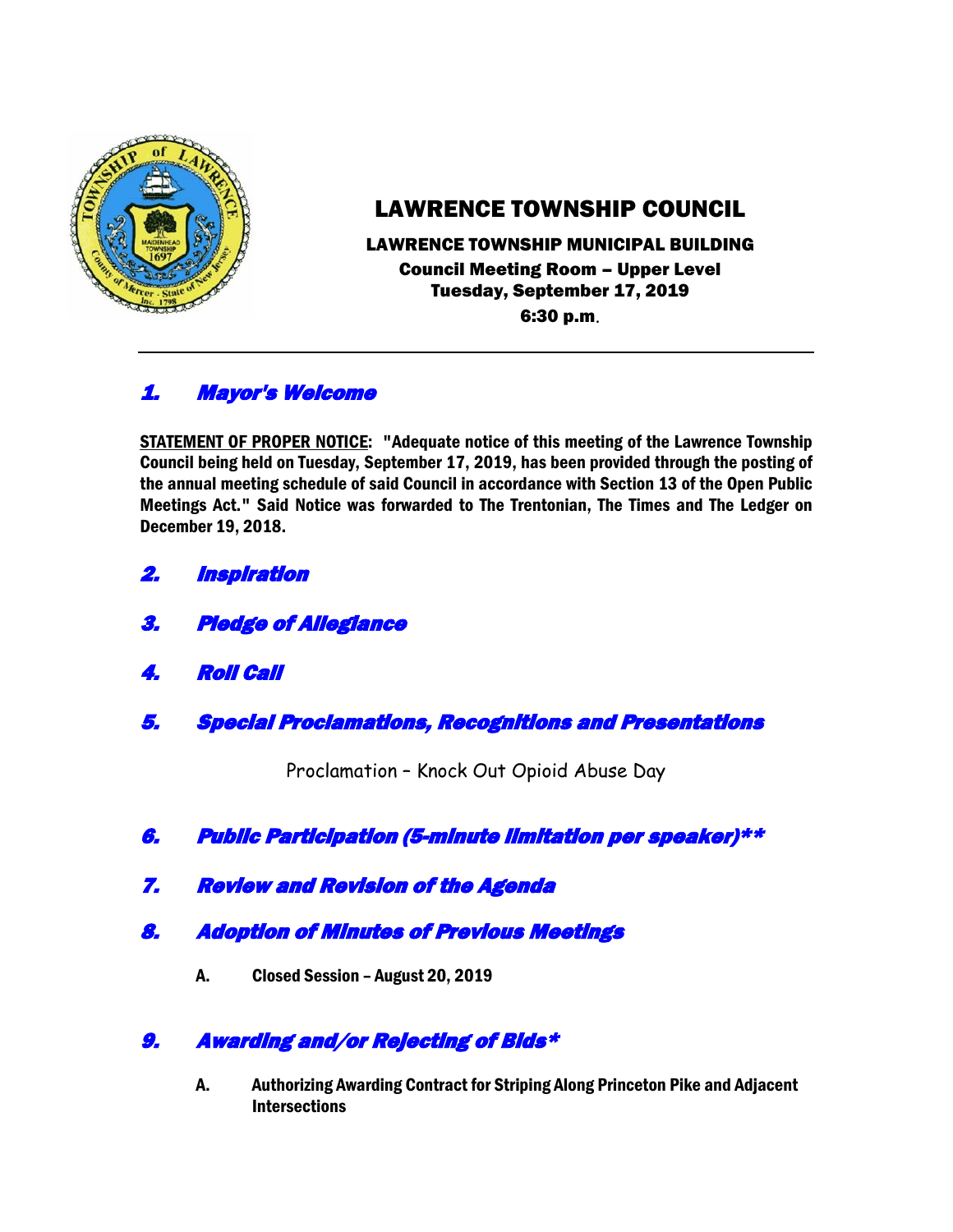# LAWRENCE TOWNSHIP COUNCIL

**LAWRENCE TOWNSHIP MUNICIPAL BUILDING**
**Council Meeting Room – Upper Level**
**Tuesday, September 17, 2019**
**6:30 p.m.**

---

## *1. Mayor's Welcome*

**STATEMENT OF PROPER NOTICE: "Adequate notice of this meeting of the Lawrence Township Council being held on Tuesday, September 17, 2019, has been provided through the posting of the annual meeting schedule of said Council in accordance with Section 13 of the Open Public Meetings Act." Said Notice was forwarded to The Trentonian, The Times and The Ledger on December 19, 2018.**

## *2. Inspiration*

## *3. Pledge of Allegiance*

## *4. Roll Call*

## *5. Special Proclamations, Recognitions and Presentations*

Proclamation – Knock Out Opioid Abuse Day

## *6. Public Participation (5-minute limitation per speaker)***

## *7. Review and Revision of the Agenda*

## *8. Adoption of Minutes of Previous Meetings*

**A. Closed Session – August 20, 2019**

## *9. Awarding and/or Rejecting of Bids**

**A. Authorizing Awarding Contract for Striping Along Princeton Pike and Adjacent Intersections**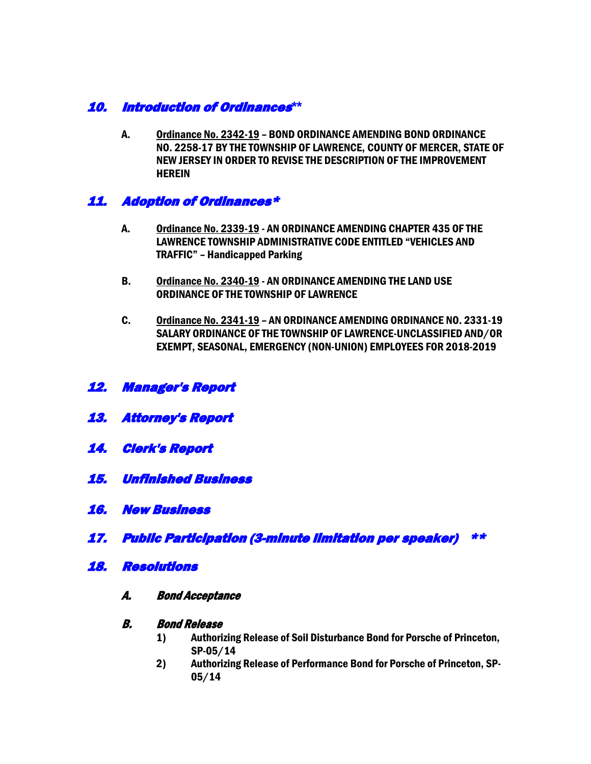## *10. Introduction of Ordinances***

A. <u>Ordinance No. 2342-19</u> – **BOND ORDINANCE AMENDING BOND ORDINANCE NO. 2258-17 BY THE TOWNSHIP OF LAWRENCE, COUNTY OF MERCER, STATE OF NEW JERSEY IN ORDER TO REVISE THE DESCRIPTION OF THE IMPROVEMENT HEREIN**

## *11. Adoption of Ordinances**

A. <u>Ordinance No. 2339-19</u> - **AN ORDINANCE AMENDING CHAPTER 435 OF THE LAWRENCE TOWNSHIP ADMINISTRATIVE CODE ENTITLED "VEHICLES AND TRAFFIC" – Handicapped Parking**

B. <u>Ordinance No. 2340-19</u> - **AN ORDINANCE AMENDING THE LAND USE ORDINANCE OF THE TOWNSHIP OF LAWRENCE**

C. <u>Ordinance No. 2341-19</u> – **AN ORDINANCE AMENDING ORDINANCE NO. 2331-19 SALARY ORDINANCE OF THE TOWNSHIP OF LAWRENCE-UNCLASSIFIED AND/OR EXEMPT, SEASONAL, EMERGENCY (NON-UNION) EMPLOYEES FOR 2018-2019**

## *12. Manager's Report*

## *13. Attorney's Report*

## *14. Clerk's Report*

## *15. Unfinished Business*

## *16. New Business*

## *17. Public Participation (3-minute limitation per speaker) ***

## *18. Resolutions*

### *A. Bond Acceptance*

### *B. Bond Release*

1) **Authorizing Release of Soil Disturbance Bond for Porsche of Princeton, SP-05/14**
2) **Authorizing Release of Performance Bond for Porsche of Princeton, SP-05/14**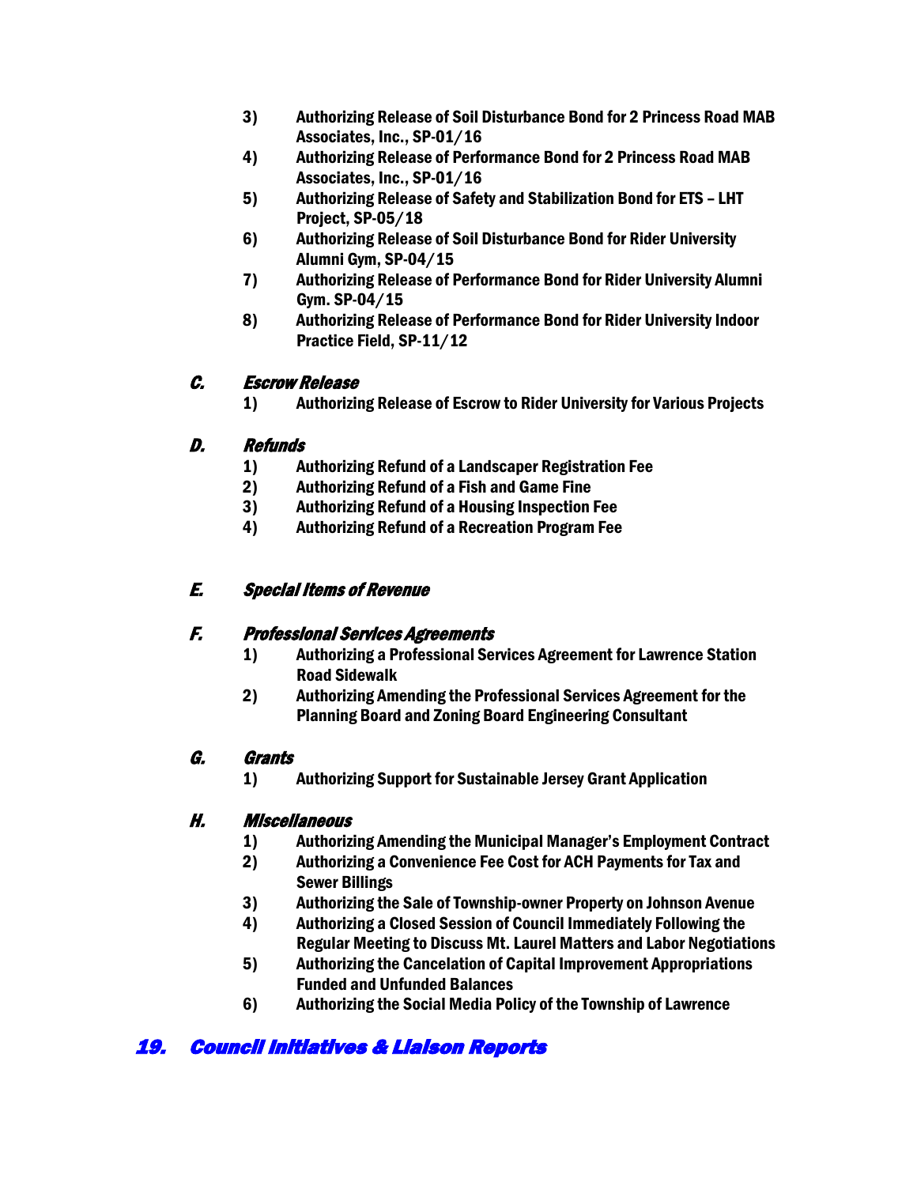3) **Authorizing Release of Soil Disturbance Bond for 2 Princess Road MAB Associates, Inc., SP-01/16**
4) **Authorizing Release of Performance Bond for 2 Princess Road MAB Associates, Inc., SP-01/16**
5) **Authorizing Release of Safety and Stabilization Bond for ETS – LHT Project, SP-05/18**
6) **Authorizing Release of Soil Disturbance Bond for Rider University Alumni Gym, SP-04/15**
7) **Authorizing Release of Performance Bond for Rider University Alumni Gym. SP-04/15**
8) **Authorizing Release of Performance Bond for Rider University Indoor Practice Field, SP-11/12**

### *C. Escrow Release*

1) **Authorizing Release of Escrow to Rider University for Various Projects**

### *D. Refunds*

1) **Authorizing Refund of a Landscaper Registration Fee**
2) **Authorizing Refund of a Fish and Game Fine**
3) **Authorizing Refund of a Housing Inspection Fee**
4) **Authorizing Refund of a Recreation Program Fee**

### *E. Special Items of Revenue*

### *F. Professional Services Agreements*

1) **Authorizing a Professional Services Agreement for Lawrence Station Road Sidewalk**
2) **Authorizing Amending the Professional Services Agreement for the Planning Board and Zoning Board Engineering Consultant**

### *G. Grants*

1) **Authorizing Support for Sustainable Jersey Grant Application**

### *H. Miscellaneous*

1) **Authorizing Amending the Municipal Manager's Employment Contract**
2) **Authorizing a Convenience Fee Cost for ACH Payments for Tax and Sewer Billings**
3) **Authorizing the Sale of Township-owner Property on Johnson Avenue**
4) **Authorizing a Closed Session of Council Immediately Following the Regular Meeting to Discuss Mt. Laurel Matters and Labor Negotiations**
5) **Authorizing the Cancelation of Capital Improvement Appropriations Funded and Unfunded Balances**
6) **Authorizing the Social Media Policy of the Township of Lawrence**

## *19. Council Initiatives & Liaison Reports*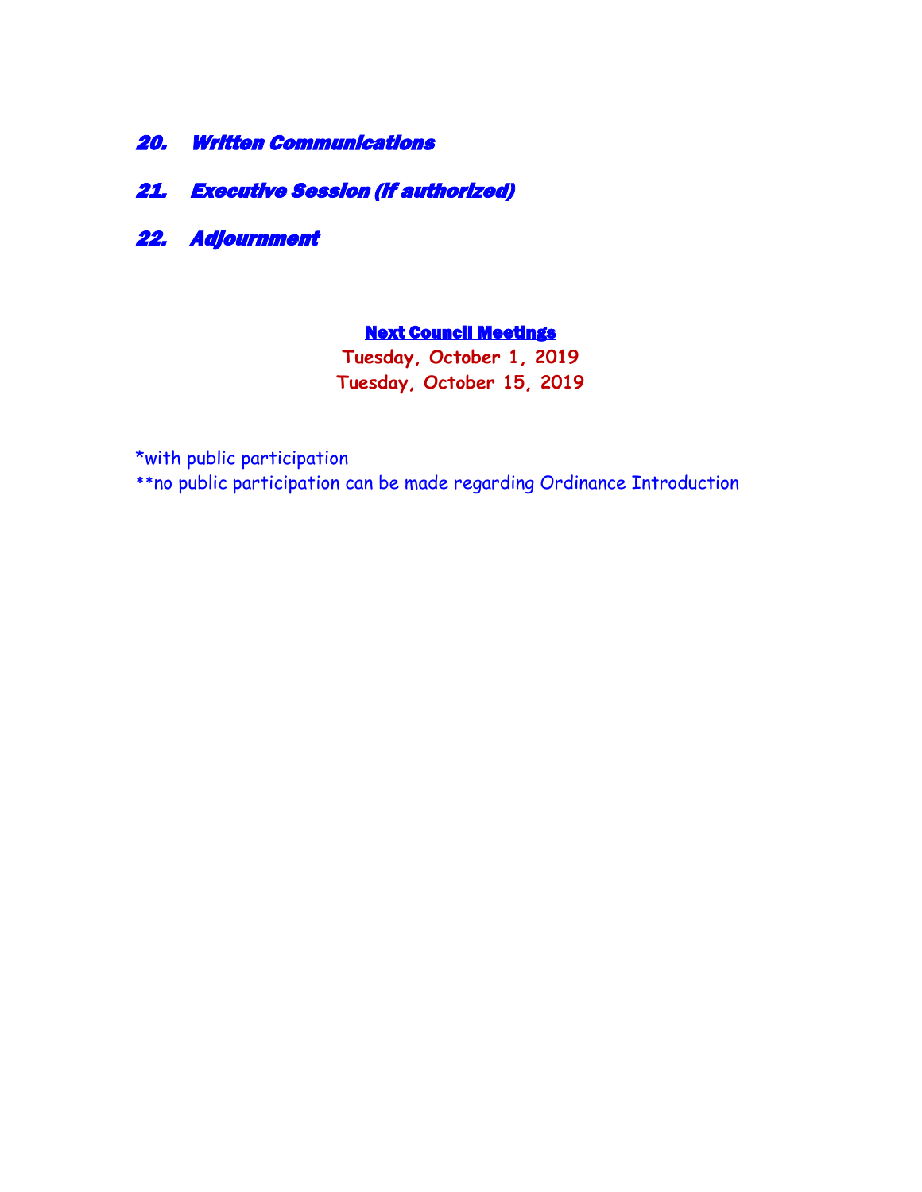***20. Written Communications***

***21. Executive Session (if authorized)***

***22. Adjournment***

**Next Council Meetings**

**Tuesday, October 1, 2019**

**Tuesday, October 15, 2019**

*with public participation

**no public participation can be made regarding Ordinance Introduction